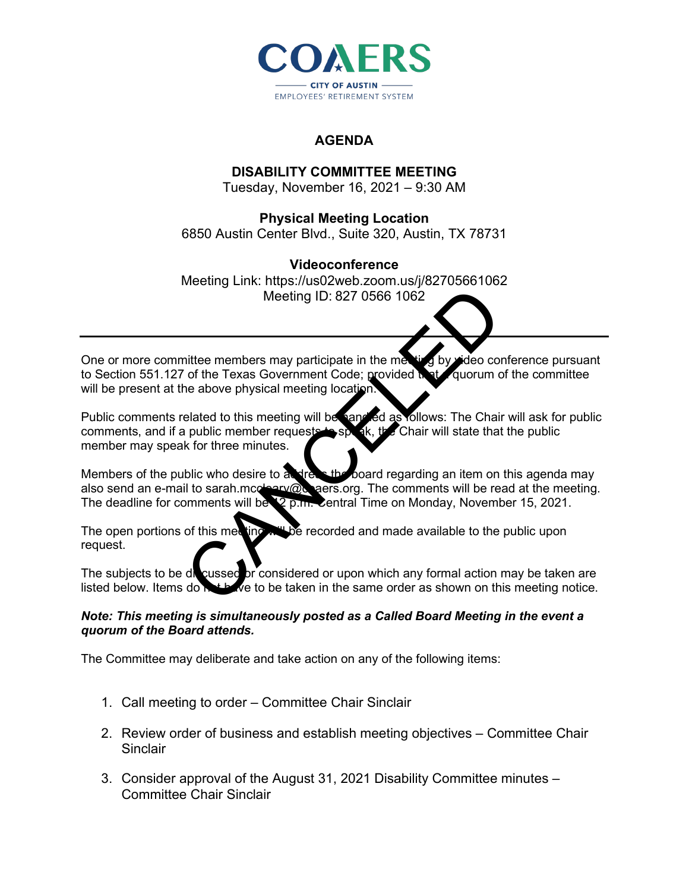COAERS

CITY OF AUSTIN
EMPLOYEES' RETIREMENT SYSTEM

# AGENDA

## DISABILITY COMMITTEE MEETING

Tuesday, November 16, 2021 – 9:30 AM

**Physical Meeting Location**

6850 Austin Center Blvd., Suite 320, Austin, TX 78731

**Videoconference**

Meeting Link: https://us02web.zoom.us/j/82705661062
Meeting ID: 827 0566 1062

CANCELED

---

One or more committee members may participate in the meeting by video conference pursuant to Section 551.127 of the Texas Government Code; provided that a quorum of the committee will be present at the above physical meeting location.

Public comments related to this meeting will be handled as follows: The Chair will ask for public comments, and if a public member requests to speak, the Chair will state that the public member may speak for three minutes.

Members of the public who desire to address the board regarding an item on this agenda may also send an e-mail to sarah.mcgeary@coaers.org. The comments will be read at the meeting. The deadline for comments will be 12 p.m. Central Time on Monday, November 15, 2021.

The open portions of this meeting will be recorded and made available to the public upon request.

The subjects to be discussed or considered or upon which any formal action may be taken are listed below. Items do not have to be taken in the same order as shown on this meeting notice.

***Note: This meeting is simultaneously posted as a Called Board Meeting in the event a quorum of the Board attends.***

The Committee may deliberate and take action on any of the following items:

1. Call meeting to order – Committee Chair Sinclair
2. Review order of business and establish meeting objectives – Committee Chair Sinclair
3. Consider approval of the August 31, 2021 Disability Committee minutes – Committee Chair Sinclair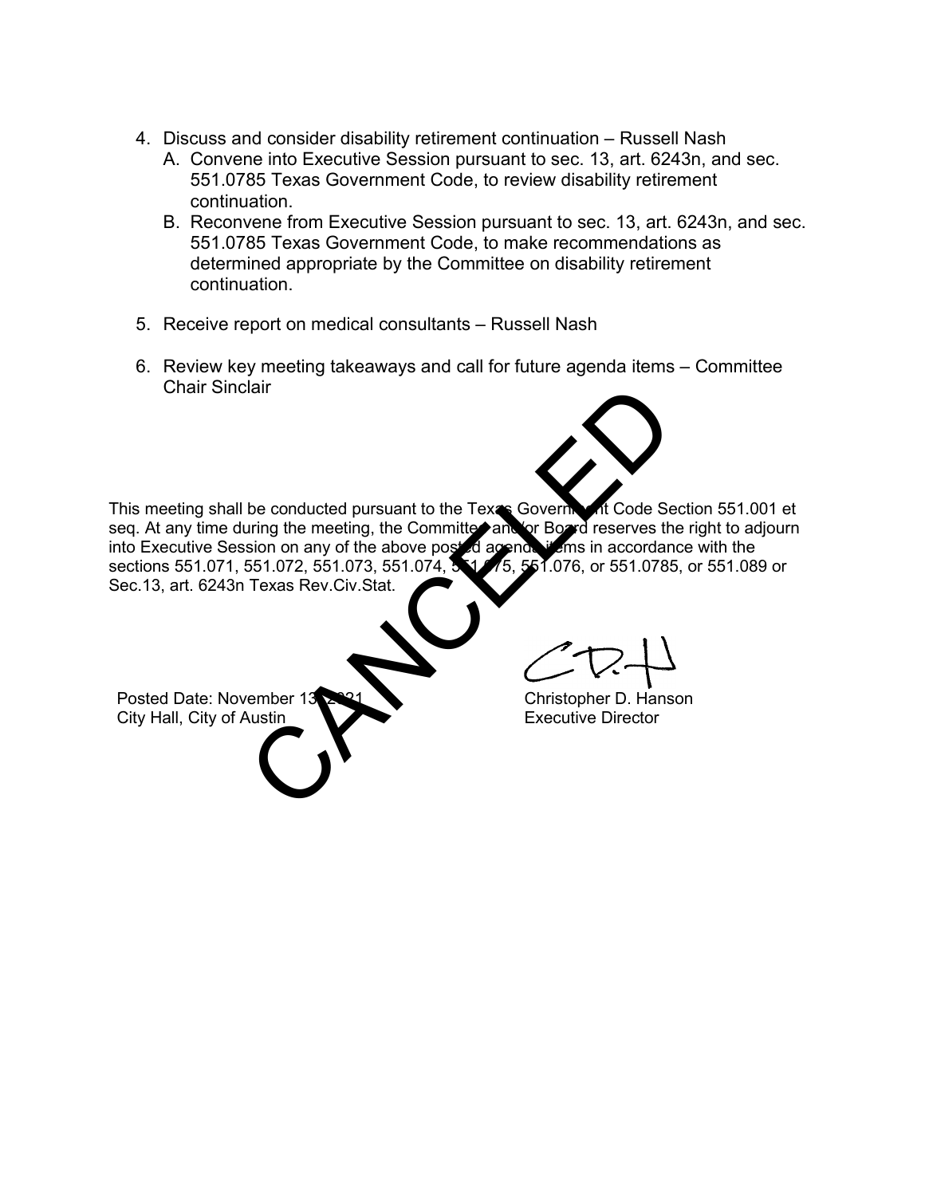4. Discuss and consider disability retirement continuation – Russell Nash
   A. Convene into Executive Session pursuant to sec. 13, art. 6243n, and sec. 551.0785 Texas Government Code, to review disability retirement continuation.
   B. Reconvene from Executive Session pursuant to sec. 13, art. 6243n, and sec. 551.0785 Texas Government Code, to make recommendations as determined appropriate by the Committee on disability retirement continuation.

5. Receive report on medical consultants – Russell Nash

6. Review key meeting takeaways and call for future agenda items – Committee Chair Sinclair

CANCELED

This meeting shall be conducted pursuant to the Texas Government Code Section 551.001 et seq. At any time during the meeting, the Committee and/or Board reserves the right to adjourn into Executive Session on any of the above posted agenda items in accordance with the sections 551.071, 551.072, 551.073, 551.074, 551.075, 551.076, or 551.0785, or 551.089 or Sec.13, art. 6243n Texas Rev.Civ.Stat.

Posted Date: November 13, 2021
City Hall, City of Austin

Christopher D. Hanson
Executive Director